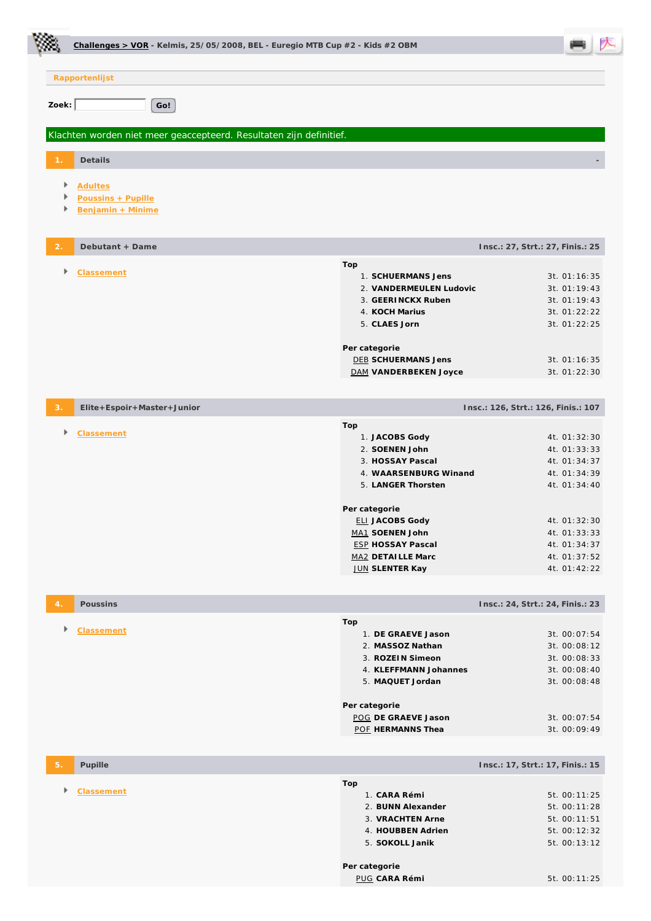**Challenges > VOR** - Kelmis, 25/05/2008, BEL - Euregio MTB Cup #2 - Kids #2 OBM

**Rapportenlijst**

**Zoek:** [ ] Go!

Klachten worden niet meer geaccepteerd. Resultaten zijn definitief.

## 1. Details

- Adultes
- Poussins + Pupille
- Benjamin + Minime

## 2. Debutant + Dame

**Insc.: 27, Strt.: 27, Finis.: 25**

- Classement

**Top**

| | Naam | Tijd |
|---|---|---|
| 1. | **SCHUERMANS Jens** | 3t. 01:16:35 |
| 2. | **VANDERMEULEN Ludovic** | 3t. 01:19:43 |
| 3. | **GEERINCKX Ruben** | 3t. 01:19:43 |
| 4. | **KOCH Marius** | 3t. 01:22:22 |
| 5. | **CLAES Jorn** | 3t. 01:22:25 |

**Per categorie**

| Cat. | Naam | Tijd |
|---|---|---|
| DEB | **SCHUERMANS Jens** | 3t. 01:16:35 |
| DAM | **VANDERBEKEN Joyce** | 3t. 01:22:30 |

## 3. Elite+Espoir+Master+Junior

**Insc.: 126, Strt.: 126, Finis.: 107**

- Classement

**Top**

| | Naam | Tijd |
|---|---|---|
| 1. | **JACOBS Gody** | 4t. 01:32:30 |
| 2. | **SOENEN John** | 4t. 01:33:33 |
| 3. | **HOSSAY Pascal** | 4t. 01:34:37 |
| 4. | **WAARSENBURG Winand** | 4t. 01:34:39 |
| 5. | **LANGER Thorsten** | 4t. 01:34:40 |

**Per categorie**

| Cat. | Naam | Tijd |
|---|---|---|
| ELI | **JACOBS Gody** | 4t. 01:32:30 |
| MA1 | **SOENEN John** | 4t. 01:33:33 |
| ESP | **HOSSAY Pascal** | 4t. 01:34:37 |
| MA2 | **DETAILLE Marc** | 4t. 01:37:52 |
| JUN | **SLENTER Kay** | 4t. 01:42:22 |

## 4. Poussins

**Insc.: 24, Strt.: 24, Finis.: 23**

- Classement

**Top**

| | Naam | Tijd |
|---|---|---|
| 1. | **DE GRAEVE Jason** | 3t. 00:07:54 |
| 2. | **MASSOZ Nathan** | 3t. 00:08:12 |
| 3. | **ROZEIN Simeon** | 3t. 00:08:33 |
| 4. | **KLEFFMANN Johannes** | 3t. 00:08:40 |
| 5. | **MAQUET Jordan** | 3t. 00:08:48 |

**Per categorie**

| Cat. | Naam | Tijd |
|---|---|---|
| POG | **DE GRAEVE Jason** | 3t. 00:07:54 |
| POF | **HERMANNS Thea** | 3t. 00:09:49 |

## 5. Pupille

**Insc.: 17, Strt.: 17, Finis.: 15**

- Classement

**Top**

| | Naam | Tijd |
|---|---|---|
| 1. | **CARA Rémi** | 5t. 00:11:25 |
| 2. | **BUNN Alexander** | 5t. 00:11:28 |
| 3. | **VRACHTEN Arne** | 5t. 00:11:51 |
| 4. | **HOUBBEN Adrien** | 5t. 00:12:32 |
| 5. | **SOKOLL Janik** | 5t. 00:13:12 |

**Per categorie**

| Cat. | Naam | Tijd |
|---|---|---|
| PUG | **CARA Rémi** | 5t. 00:11:25 |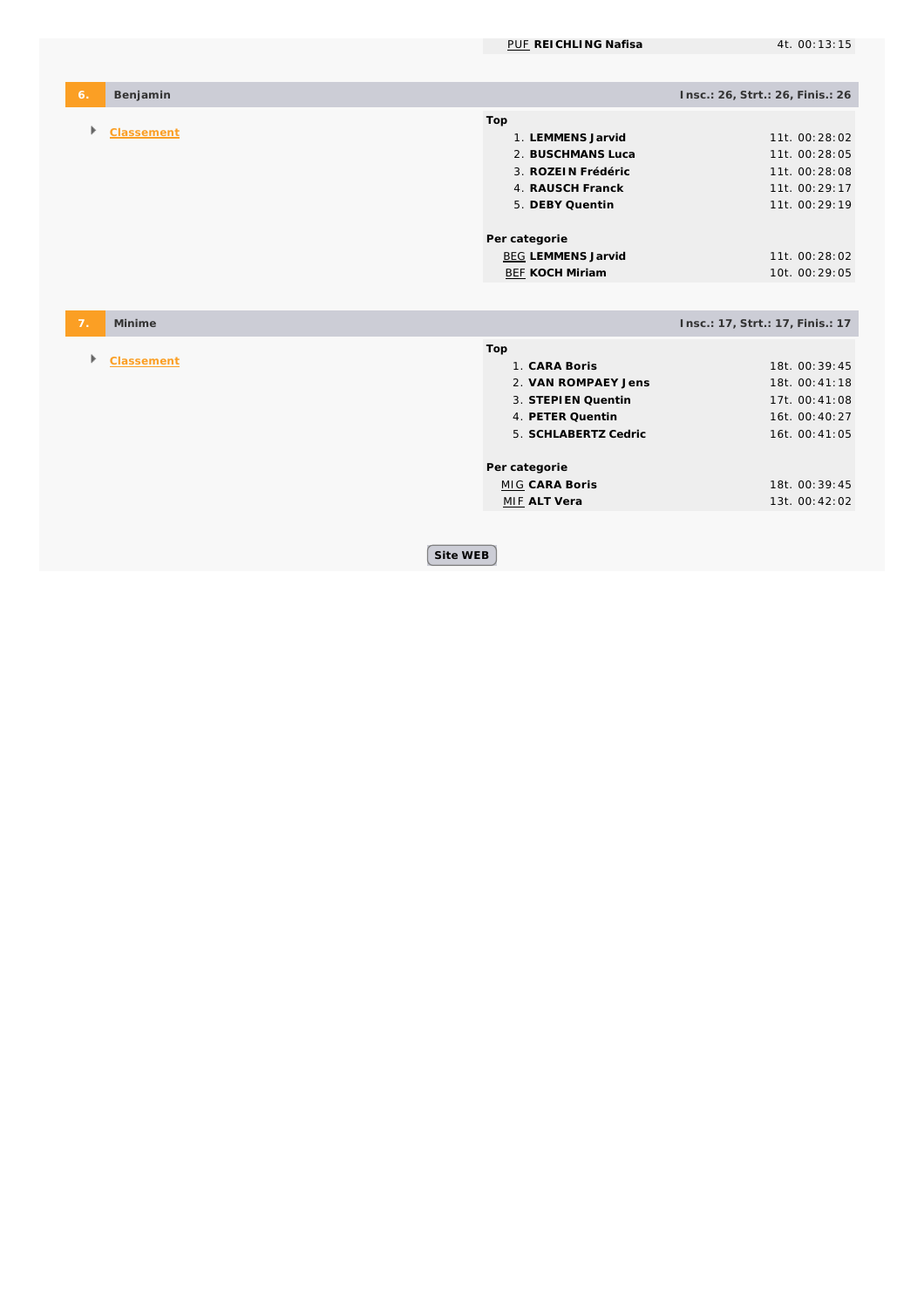| | | |
|---|---|---|
| PUF | **REICHLING Nafisa** | 4t. 00:13:15 |

## 6. Benjamin

**Insc.: 26, Strt.: 26, Finis.: 26**

- Classement

**Top**

| | | |
|---|---|---|
| 1. | **LEMMENS Jarvid** | 11t. 00:28:02 |
| 2. | **BUSCHMANS Luca** | 11t. 00:28:05 |
| 3. | **ROZEIN Frédéric** | 11t. 00:28:08 |
| 4. | **RAUSCH Franck** | 11t. 00:29:17 |
| 5. | **DEBY Quentin** | 11t. 00:29:19 |

**Per categorie**

| | | |
|---|---|---|
| BEG | **LEMMENS Jarvid** | 11t. 00:28:02 |
| BEF | **KOCH Miriam** | 10t. 00:29:05 |

## 7. Minime

**Insc.: 17, Strt.: 17, Finis.: 17**

- Classement

**Top**

| | | |
|---|---|---|
| 1. | **CARA Boris** | 18t. 00:39:45 |
| 2. | **VAN ROMPAEY Jens** | 18t. 00:41:18 |
| 3. | **STEPIEN Quentin** | 17t. 00:41:08 |
| 4. | **PETER Quentin** | 16t. 00:40:27 |
| 5. | **SCHLABERTZ Cedric** | 16t. 00:41:05 |

**Per categorie**

| | | |
|---|---|---|
| MIG | **CARA Boris** | 18t. 00:39:45 |
| MIF | **ALT Vera** | 13t. 00:42:02 |

Site WEB